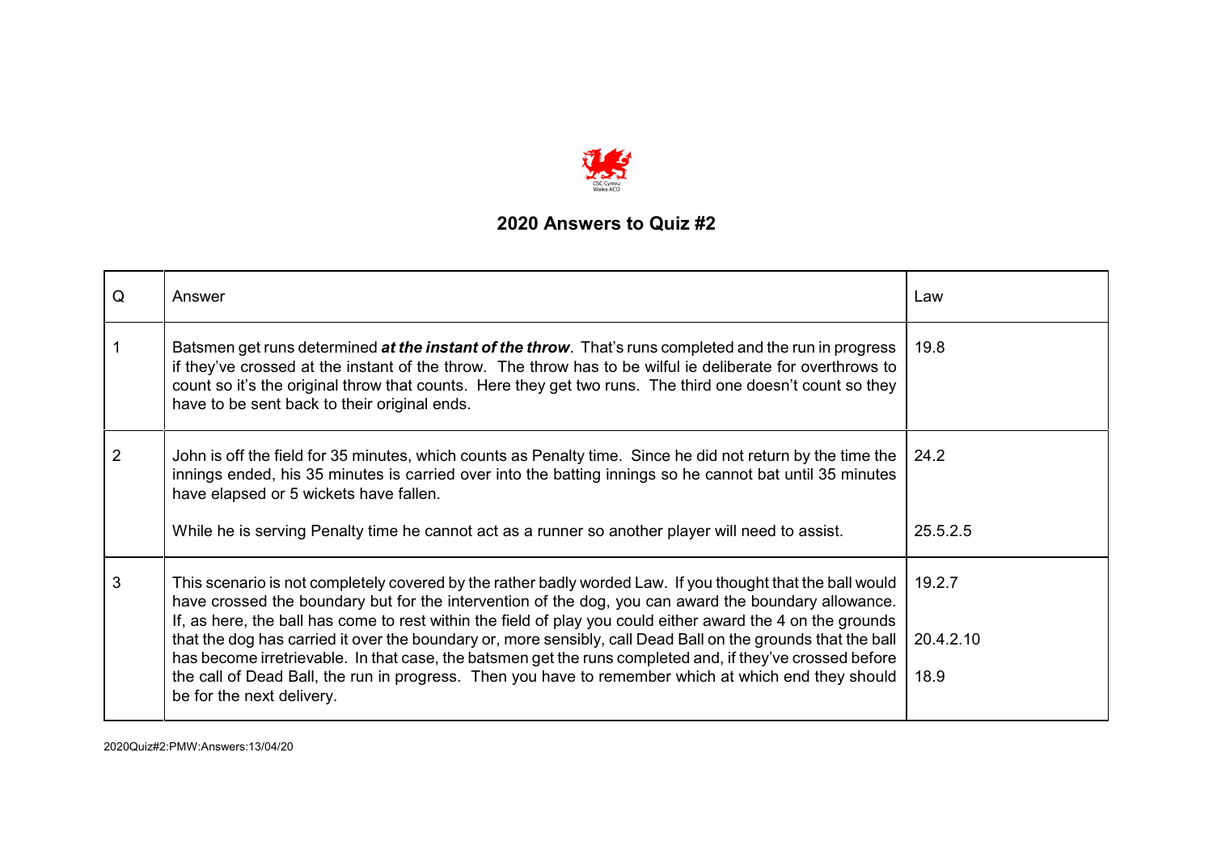CSC Cymru
Wales ACO

## 2020 Answers to Quiz #2

| Q | Answer | Law |
|---|---|---|
| 1 | Batsmen get runs determined ***at the instant of the throw***. That's runs completed and the run in progress if they've crossed at the instant of the throw. The throw has to be wilful ie deliberate for overthrows to count so it's the original throw that counts. Here they get two runs. The third one doesn't count so they have to be sent back to their original ends. | 19.8 |
| 2 | John is off the field for 35 minutes, which counts as Penalty time. Since he did not return by the time the innings ended, his 35 minutes is carried over into the batting innings so he cannot bat until 35 minutes have elapsed or 5 wickets have fallen. | 24.2 |
| | While he is serving Penalty time he cannot act as a runner so another player will need to assist. | 25.5.2.5 |
| 3 | This scenario is not completely covered by the rather badly worded Law. If you thought that the ball would have crossed the boundary but for the intervention of the dog, you can award the boundary allowance. If, as here, the ball has come to rest within the field of play you could either award the 4 on the grounds that the dog has carried it over the boundary or, more sensibly, call Dead Ball on the grounds that the ball has become irretrievable. In that case, the batsmen get the runs completed and, if they've crossed before the call of Dead Ball, the run in progress. Then you have to remember which at which end they should be for the next delivery. | 19.2.7<br><br>20.4.2.10<br><br>18.9 |

2020Quiz#2:PMW:Answers:13/04/20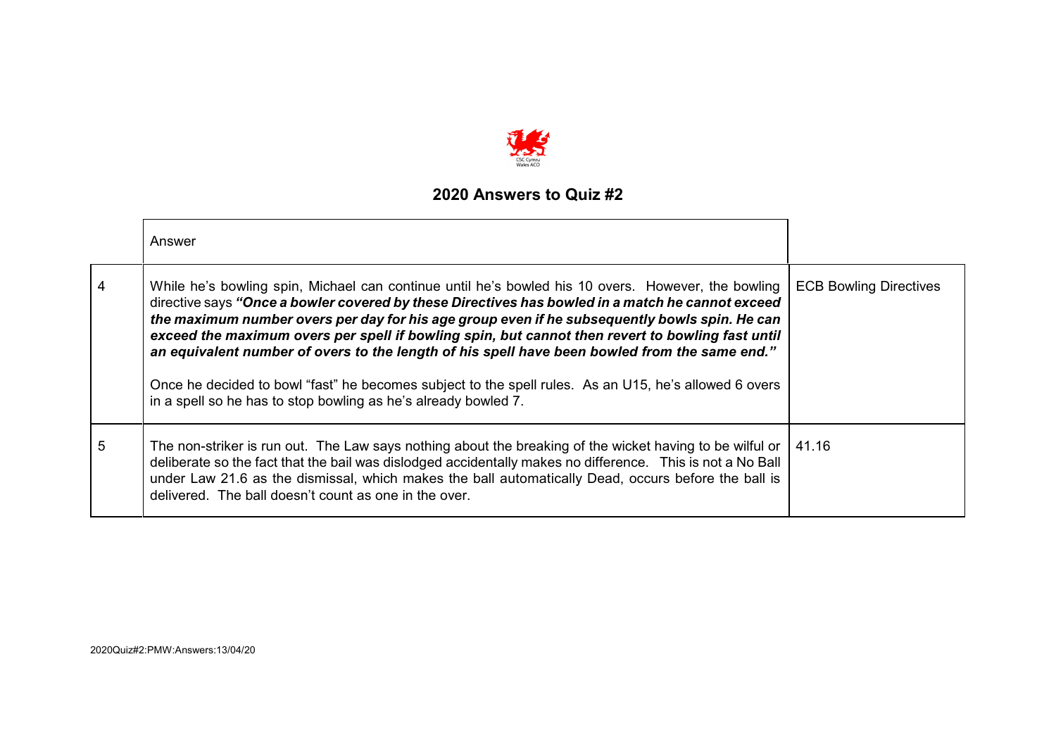## 2020 Answers to Quiz #2

| | Answer | |
|---|---|---|
| 4 | While he's bowling spin, Michael can continue until he's bowled his 10 overs. However, the bowling directive says ***"Once a bowler covered by these Directives has bowled in a match he cannot exceed the maximum number overs per day for his age group even if he subsequently bowls spin. He can exceed the maximum overs per spell if bowling spin, but cannot then revert to bowling fast until an equivalent number of overs to the length of his spell have been bowled from the same end."***<br><br>Once he decided to bowl "fast" he becomes subject to the spell rules. As an U15, he's allowed 6 overs in a spell so he has to stop bowling as he's already bowled 7. | ECB Bowling Directives |
| 5 | The non-striker is run out. The Law says nothing about the breaking of the wicket having to be wilful or deliberate so the fact that the bail was dislodged accidentally makes no difference. This is not a No Ball under Law 21.6 as the dismissal, which makes the ball automatically Dead, occurs before the ball is delivered. The ball doesn't count as one in the over. | 41.16 |

2020Quiz#2:PMW:Answers:13/04/20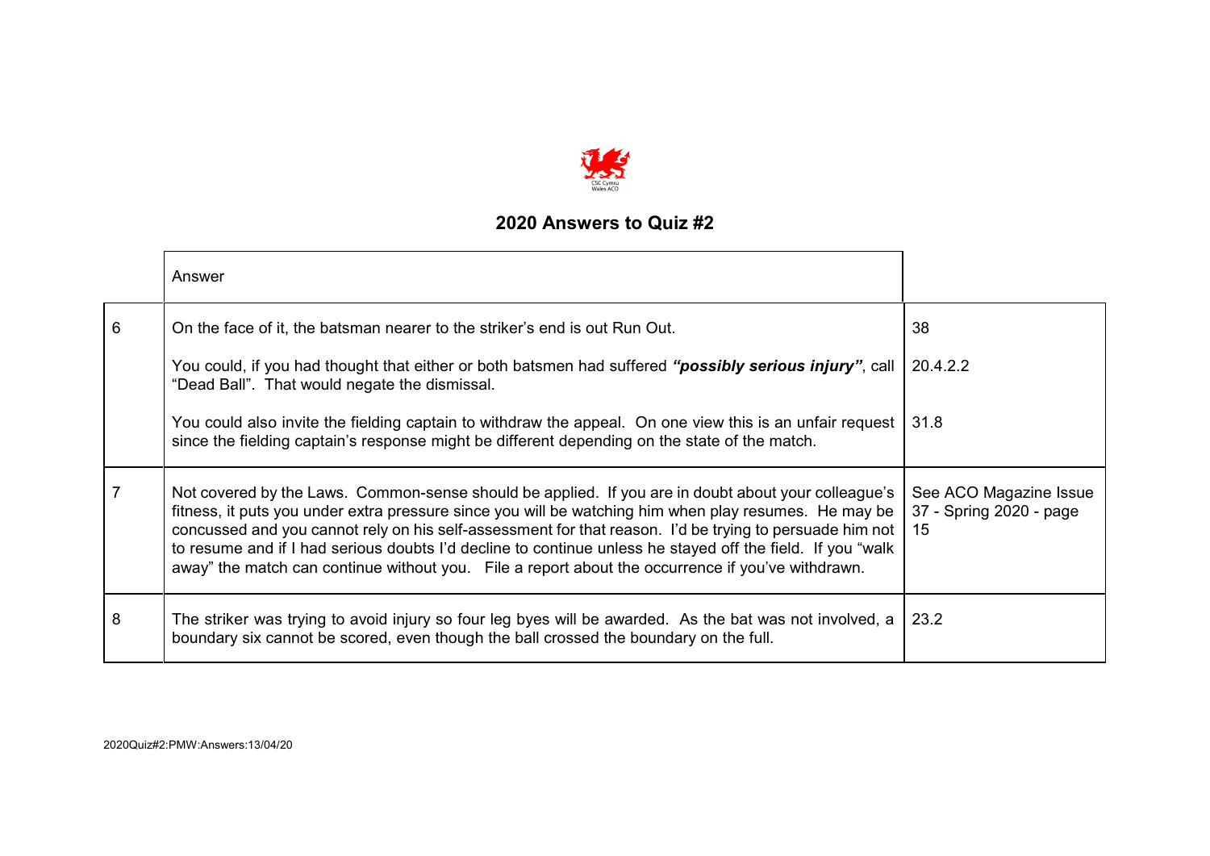## 2020 Answers to Quiz #2

| | Answer | |
|---|---|---|
| 6 | On the face of it, the batsman nearer to the striker's end is out Run Out.<br><br>You could, if you had thought that either or both batsmen had suffered ***"possibly serious injury"***, call "Dead Ball". That would negate the dismissal.<br><br>You could also invite the fielding captain to withdraw the appeal. On one view this is an unfair request since the fielding captain's response might be different depending on the state of the match. | 38<br><br>20.4.2.2<br><br>31.8 |
| 7 | Not covered by the Laws. Common-sense should be applied. If you are in doubt about your colleague's fitness, it puts you under extra pressure since you will be watching him when play resumes. He may be concussed and you cannot rely on his self-assessment for that reason. I'd be trying to persuade him not to resume and if I had serious doubts I'd decline to continue unless he stayed off the field. If you "walk away" the match can continue without you. File a report about the occurrence if you've withdrawn. | See ACO Magazine Issue 37 - Spring 2020 - page 15 |
| 8 | The striker was trying to avoid injury so four leg byes will be awarded. As the bat was not involved, a boundary six cannot be scored, even though the ball crossed the boundary on the full. | 23.2 |

2020Quiz#2:PMW:Answers:13/04/20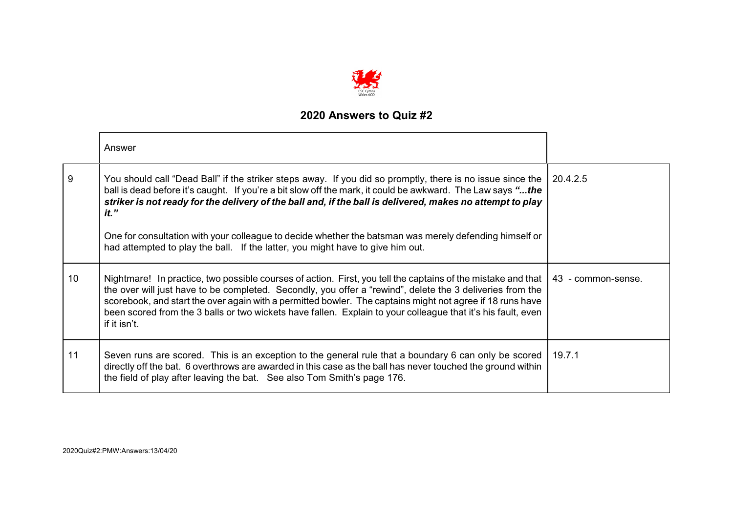CSC Cymru
Wales ACO

## 2020 Answers to Quiz #2

| | Answer | |
|---|---|---|
| 9 | You should call "Dead Ball" if the striker steps away. If you did so promptly, there is no issue since the ball is dead before it's caught. If you're a bit slow off the mark, it could be awkward. The Law says ***"...the striker is not ready for the delivery of the ball and, if the ball is delivered, makes no attempt to play it."***<br><br>One for consultation with your colleague to decide whether the batsman was merely defending himself or had attempted to play the ball. If the latter, you might have to give him out. | 20.4.2.5 |
| 10 | Nightmare! In practice, two possible courses of action. First, you tell the captains of the mistake and that the over will just have to be completed. Secondly, you offer a "rewind", delete the 3 deliveries from the scorebook, and start the over again with a permitted bowler. The captains might not agree if 18 runs have been scored from the 3 balls or two wickets have fallen. Explain to your colleague that it's his fault, even if it isn't. | 43 - common-sense. |
| 11 | Seven runs are scored. This is an exception to the general rule that a boundary 6 can only be scored directly off the bat. 6 overthrows are awarded in this case as the ball has never touched the ground within the field of play after leaving the bat. See also Tom Smith's page 176. | 19.7.1 |

2020Quiz#2:PMW:Answers:13/04/20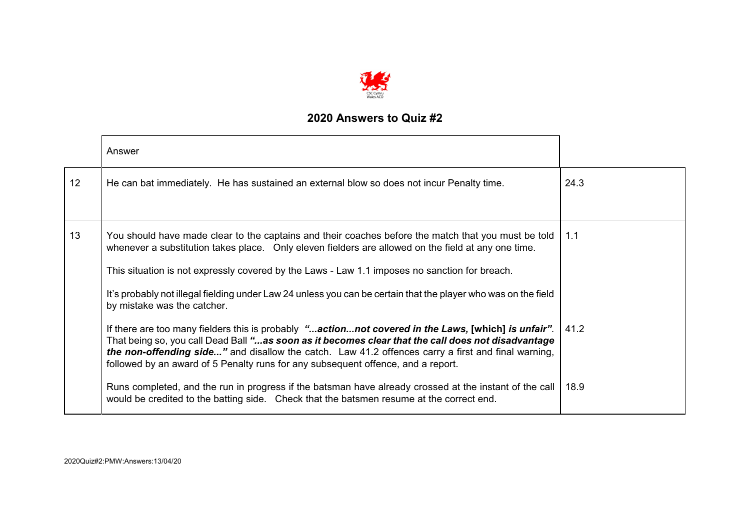## 2020 Answers to Quiz #2

| | Answer | |
|---|---|---|
| 12 | He can bat immediately. He has sustained an external blow so does not incur Penalty time. | 24.3 |
| 13 | You should have made clear to the captains and their coaches before the match that you must be told whenever a substitution takes place. Only eleven fielders are allowed on the field at any one time.<br><br>This situation is not expressly covered by the Laws - Law 1.1 imposes no sanction for breach.<br><br>It's probably not illegal fielding under Law 24 unless you can be certain that the player who was on the field by mistake was the catcher. | 1.1 |
| | If there are too many fielders this is probably ***"...action...not covered in the Laws,*** **[which]** ***is unfair"***. That being so, you call Dead Ball ***"...as soon as it becomes clear that the call does not disadvantage the non-offending side..."*** and disallow the catch. Law 41.2 offences carry a first and final warning, followed by an award of 5 Penalty runs for any subsequent offence, and a report. | 41.2 |
| | Runs completed, and the run in progress if the batsman have already crossed at the instant of the call would be credited to the batting side. Check that the batsmen resume at the correct end. | 18.9 |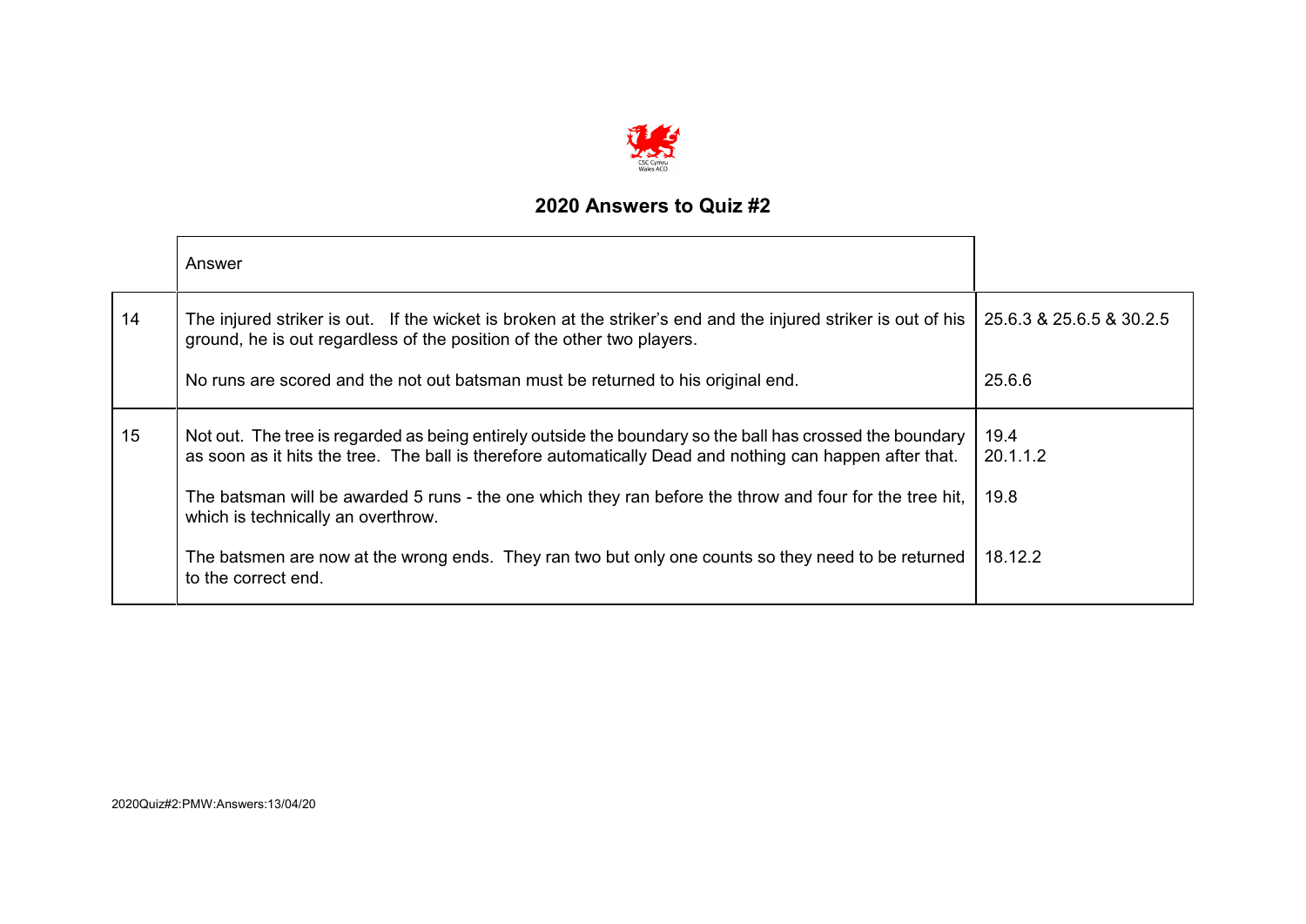## 2020 Answers to Quiz #2

| | Answer | |
|---|---|---|
| 14 | The injured striker is out. If the wicket is broken at the striker's end and the injured striker is out of his ground, he is out regardless of the position of the other two players.<br><br>No runs are scored and the not out batsman must be returned to his original end. | 25.6.3 & 25.6.5 & 30.2.5<br><br>25.6.6 |
| 15 | Not out. The tree is regarded as being entirely outside the boundary so the ball has crossed the boundary as soon as it hits the tree. The ball is therefore automatically Dead and nothing can happen after that.<br><br>The batsman will be awarded 5 runs - the one which they ran before the throw and four for the tree hit, which is technically an overthrow.<br><br>The batsmen are now at the wrong ends. They ran two but only one counts so they need to be returned to the correct end. | 19.4<br>20.1.1.2<br><br>19.8<br><br>18.12.2 |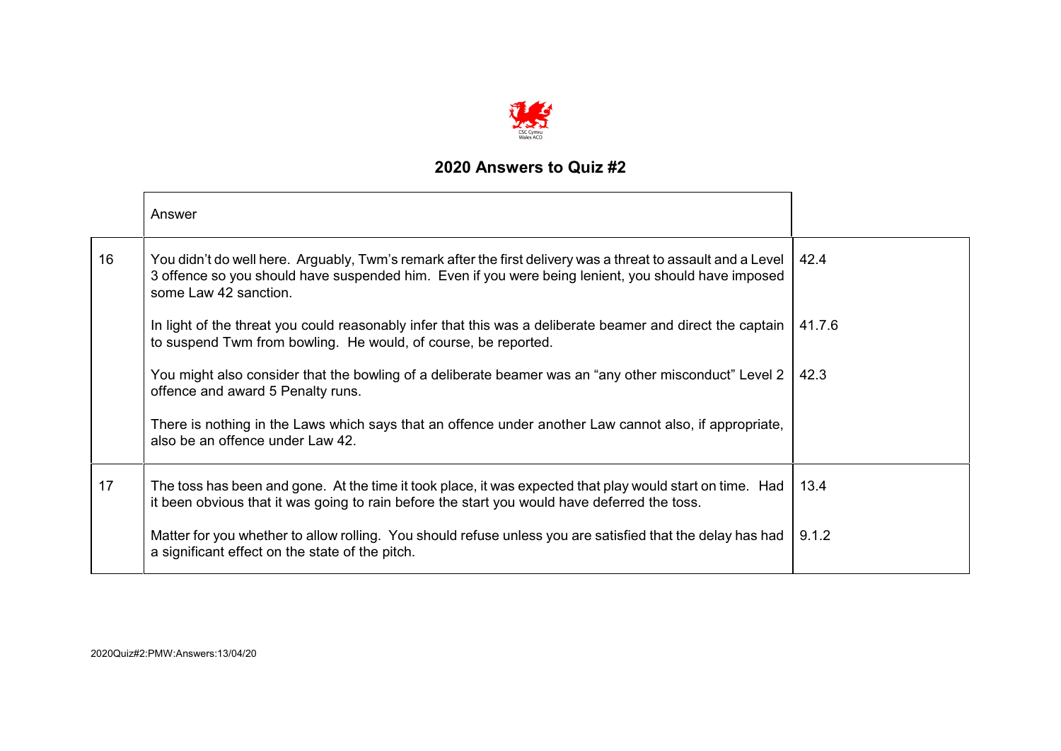## 2020 Answers to Quiz #2

| | Answer | |
|---|---|---|
| 16 | You didn't do well here. Arguably, Twm's remark after the first delivery was a threat to assault and a Level 3 offence so you should have suspended him. Even if you were being lenient, you should have imposed some Law 42 sanction. | 42.4 |
| | In light of the threat you could reasonably infer that this was a deliberate beamer and direct the captain to suspend Twm from bowling. He would, of course, be reported. | 41.7.6 |
| | You might also consider that the bowling of a deliberate beamer was an "any other misconduct" Level 2 offence and award 5 Penalty runs. | 42.3 |
| | There is nothing in the Laws which says that an offence under another Law cannot also, if appropriate, also be an offence under Law 42. | |
| 17 | The toss has been and gone. At the time it took place, it was expected that play would start on time. Had it been obvious that it was going to rain before the start you would have deferred the toss. | 13.4 |
| | Matter for you whether to allow rolling. You should refuse unless you are satisfied that the delay has had a significant effect on the state of the pitch. | 9.1.2 |

2020Quiz#2:PMW:Answers:13/04/20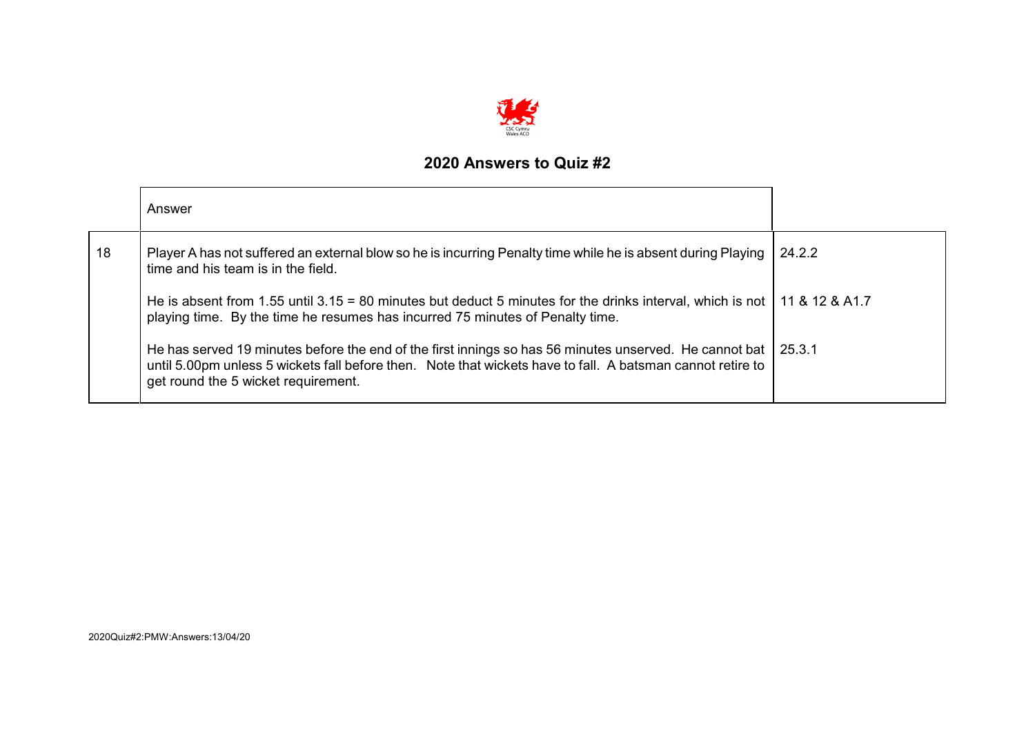## 2020 Answers to Quiz #2

| | Answer | |
|---|---|---|
| 18 | Player A has not suffered an external blow so he is incurring Penalty time while he is absent during Playing time and his team is in the field. | 24.2.2 |
| | He is absent from 1.55 until 3.15 = 80 minutes but deduct 5 minutes for the drinks interval, which is not playing time. By the time he resumes has incurred 75 minutes of Penalty time. | 11 & 12 & A1.7 |
| | He has served 19 minutes before the end of the first innings so has 56 minutes unserved. He cannot bat until 5.00pm unless 5 wickets fall before then. Note that wickets have to fall. A batsman cannot retire to get round the 5 wicket requirement. | 25.3.1 |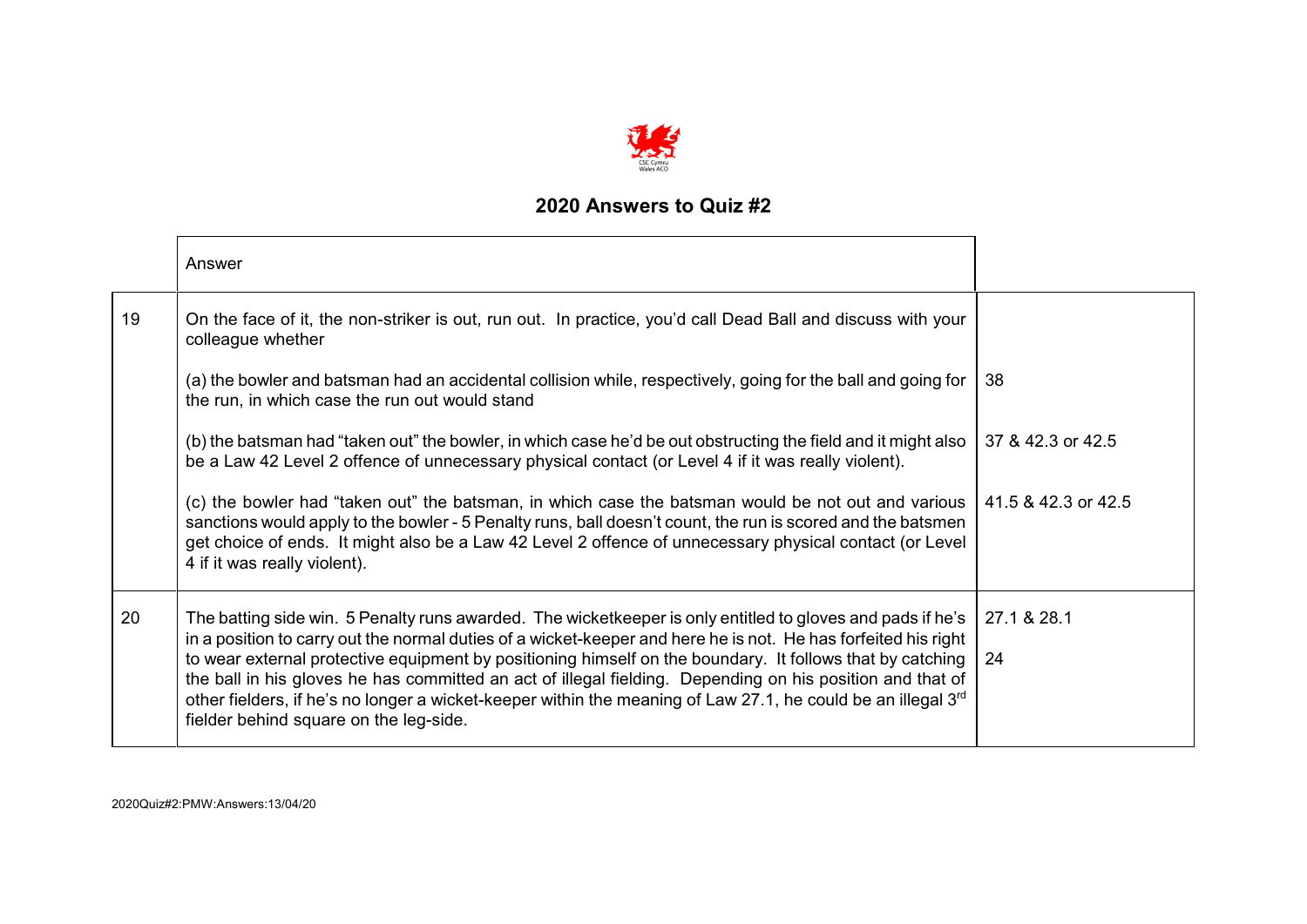## 2020 Answers to Quiz #2

| | Answer | |
|---|---|---|
| 19 | On the face of it, the non-striker is out, run out. In practice, you'd call Dead Ball and discuss with your colleague whether<br><br>(a) the bowler and batsman had an accidental collision while, respectively, going for the ball and going for the run, in which case the run out would stand<br><br>(b) the batsman had "taken out" the bowler, in which case he'd be out obstructing the field and it might also be a Law 42 Level 2 offence of unnecessary physical contact (or Level 4 if it was really violent).<br><br>(c) the bowler had "taken out" the batsman, in which case the batsman would be not out and various sanctions would apply to the bowler - 5 Penalty runs, ball doesn't count, the run is scored and the batsmen get choice of ends. It might also be a Law 42 Level 2 offence of unnecessary physical contact (or Level 4 if it was really violent). | <br><br>38<br><br>37 & 42.3 or 42.5<br><br>41.5 & 42.3 or 42.5 |
| 20 | The batting side win. 5 Penalty runs awarded. The wicketkeeper is only entitled to gloves and pads if he's in a position to carry out the normal duties of a wicket-keeper and here he is not. He has forfeited his right to wear external protective equipment by positioning himself on the boundary. It follows that by catching the ball in his gloves he has committed an act of illegal fielding. Depending on his position and that of other fielders, if he's no longer a wicket-keeper within the meaning of Law 27.1, he could be an illegal 3rd fielder behind square on the leg-side. | 27.1 & 28.1<br><br>24 |

2020Quiz#2:PMW:Answers:13/04/20